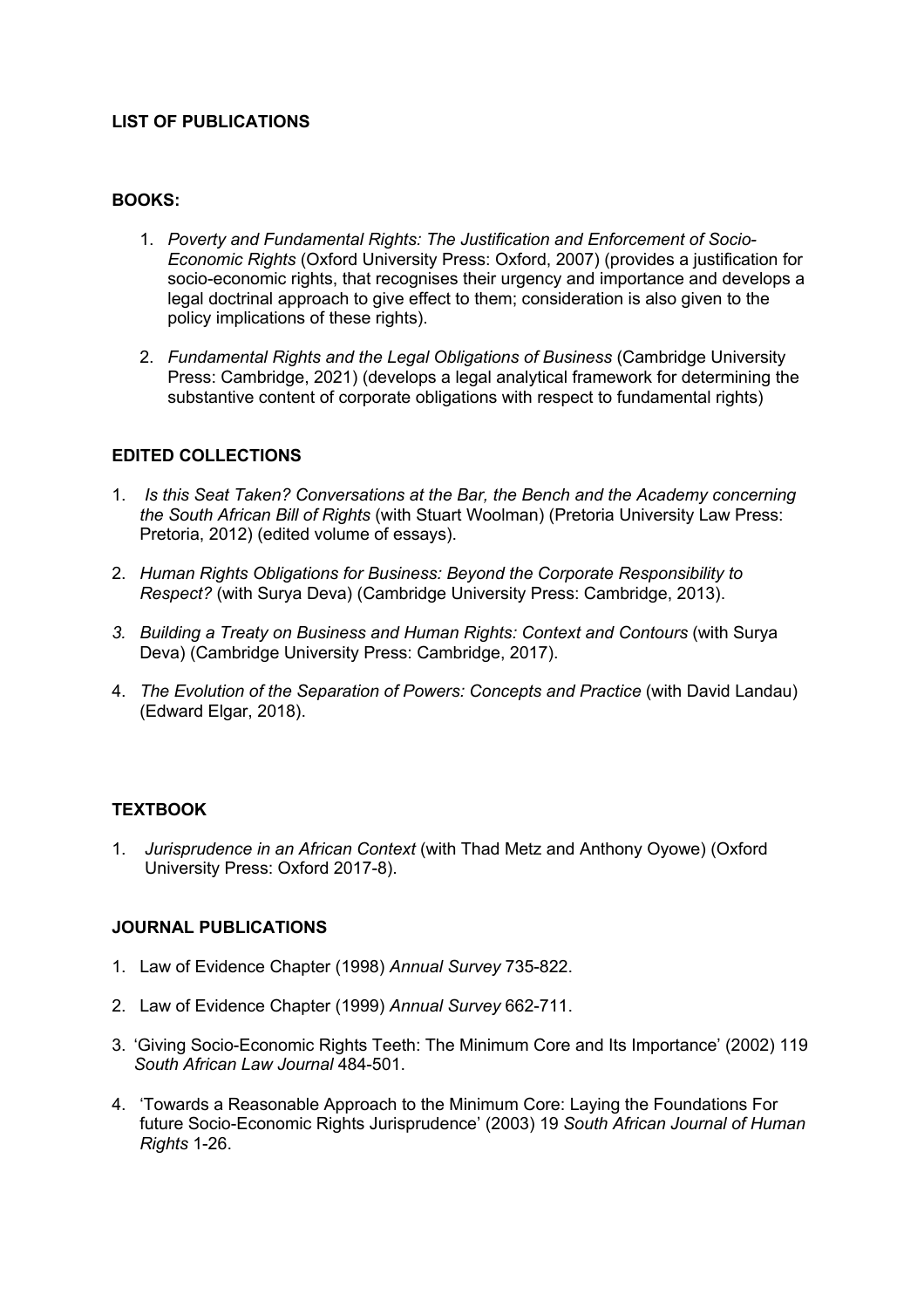## LIST OF PUBLICATIONS

### BOOKS:

1. *Poverty and Fundamental Rights: The Justification and Enforcement of Socio-Economic Rights* (Oxford University Press: Oxford, 2007) (provides a justification for socio-economic rights, that recognises their urgency and importance and develops a legal doctrinal approach to give effect to them; consideration is also given to the policy implications of these rights).

2. *Fundamental Rights and the Legal Obligations of Business* (Cambridge University Press: Cambridge, 2021) (develops a legal analytical framework for determining the substantive content of corporate obligations with respect to fundamental rights)

### EDITED COLLECTIONS

1. *Is this Seat Taken? Conversations at the Bar, the Bench and the Academy concerning the South African Bill of Rights* (with Stuart Woolman) (Pretoria University Law Press: Pretoria, 2012) (edited volume of essays).

2. *Human Rights Obligations for Business: Beyond the Corporate Responsibility to Respect?* (with Surya Deva) (Cambridge University Press: Cambridge, 2013).

3. *Building a Treaty on Business and Human Rights: Context and Contours* (with Surya Deva) (Cambridge University Press: Cambridge, 2017).

4. *The Evolution of the Separation of Powers: Concepts and Practice* (with David Landau) (Edward Elgar, 2018).

### TEXTBOOK

1. *Jurisprudence in an African Context* (with Thad Metz and Anthony Oyowe) (Oxford University Press: Oxford 2017-8).

### JOURNAL PUBLICATIONS

1. Law of Evidence Chapter (1998) *Annual Survey* 735-822.

2. Law of Evidence Chapter (1999) *Annual Survey* 662-711.

3. 'Giving Socio-Economic Rights Teeth: The Minimum Core and Its Importance' (2002) 119 *South African Law Journal* 484-501.

4. 'Towards a Reasonable Approach to the Minimum Core: Laying the Foundations For future Socio-Economic Rights Jurisprudence' (2003) 19 *South African Journal of Human Rights* 1-26.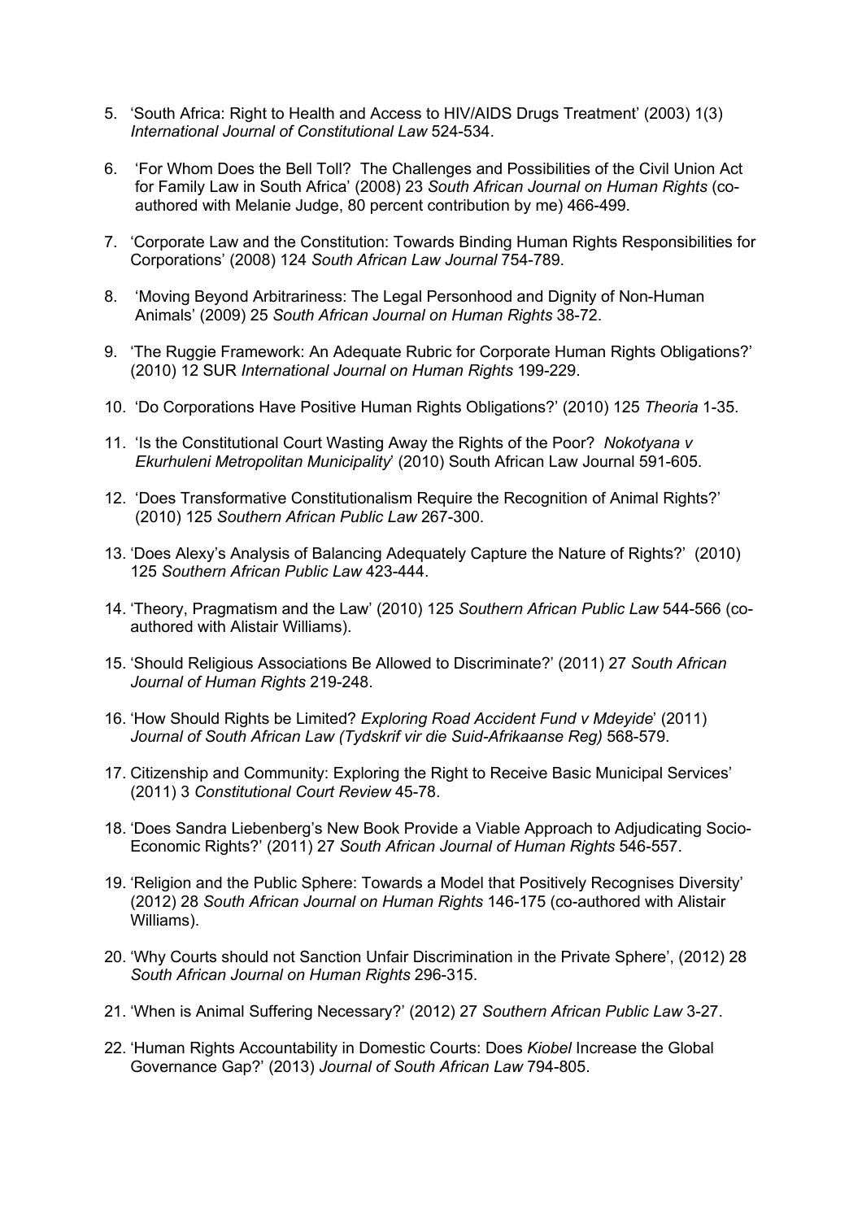5. 'South Africa: Right to Health and Access to HIV/AIDS Drugs Treatment' (2003) 1(3) *International Journal of Constitutional Law* 524-534.

6. 'For Whom Does the Bell Toll? The Challenges and Possibilities of the Civil Union Act for Family Law in South Africa' (2008) 23 *South African Journal on Human Rights* (co-authored with Melanie Judge, 80 percent contribution by me) 466-499.

7. 'Corporate Law and the Constitution: Towards Binding Human Rights Responsibilities for Corporations' (2008) 124 *South African Law Journal* 754-789.

8. 'Moving Beyond Arbitrariness: The Legal Personhood and Dignity of Non-Human Animals' (2009) 25 *South African Journal on Human Rights* 38-72.

9. 'The Ruggie Framework: An Adequate Rubric for Corporate Human Rights Obligations?' (2010) 12 SUR *International Journal on Human Rights* 199-229.

10. 'Do Corporations Have Positive Human Rights Obligations?' (2010) 125 *Theoria* 1-35.

11. 'Is the Constitutional Court Wasting Away the Rights of the Poor? *Nokotyana v Ekurhuleni Metropolitan Municipality*' (2010) South African Law Journal 591-605.

12. 'Does Transformative Constitutionalism Require the Recognition of Animal Rights?' (2010) 125 *Southern African Public Law* 267-300.

13. 'Does Alexy's Analysis of Balancing Adequately Capture the Nature of Rights?' (2010) 125 *Southern African Public Law* 423-444.

14. 'Theory, Pragmatism and the Law' (2010) 125 *Southern African Public Law* 544-566 (co-authored with Alistair Williams).

15. 'Should Religious Associations Be Allowed to Discriminate?' (2011) 27 *South African Journal of Human Rights* 219-248.

16. 'How Should Rights be Limited? *Exploring Road Accident Fund v Mdeyide*' (2011) *Journal of South African Law (Tydskrif vir die Suid-Afrikaanse Reg)* 568-579.

17. Citizenship and Community: Exploring the Right to Receive Basic Municipal Services' (2011) 3 *Constitutional Court Review* 45-78.

18. 'Does Sandra Liebenberg's New Book Provide a Viable Approach to Adjudicating Socio-Economic Rights?' (2011) 27 *South African Journal of Human Rights* 546-557.

19. 'Religion and the Public Sphere: Towards a Model that Positively Recognises Diversity' (2012) 28 *South African Journal on Human Rights* 146-175 (co-authored with Alistair Williams).

20. 'Why Courts should not Sanction Unfair Discrimination in the Private Sphere', (2012) 28 *South African Journal on Human Rights* 296-315.

21. 'When is Animal Suffering Necessary?' (2012) 27 *Southern African Public Law* 3-27.

22. 'Human Rights Accountability in Domestic Courts: Does *Kiobel* Increase the Global Governance Gap?' (2013) *Journal of South African Law* 794-805.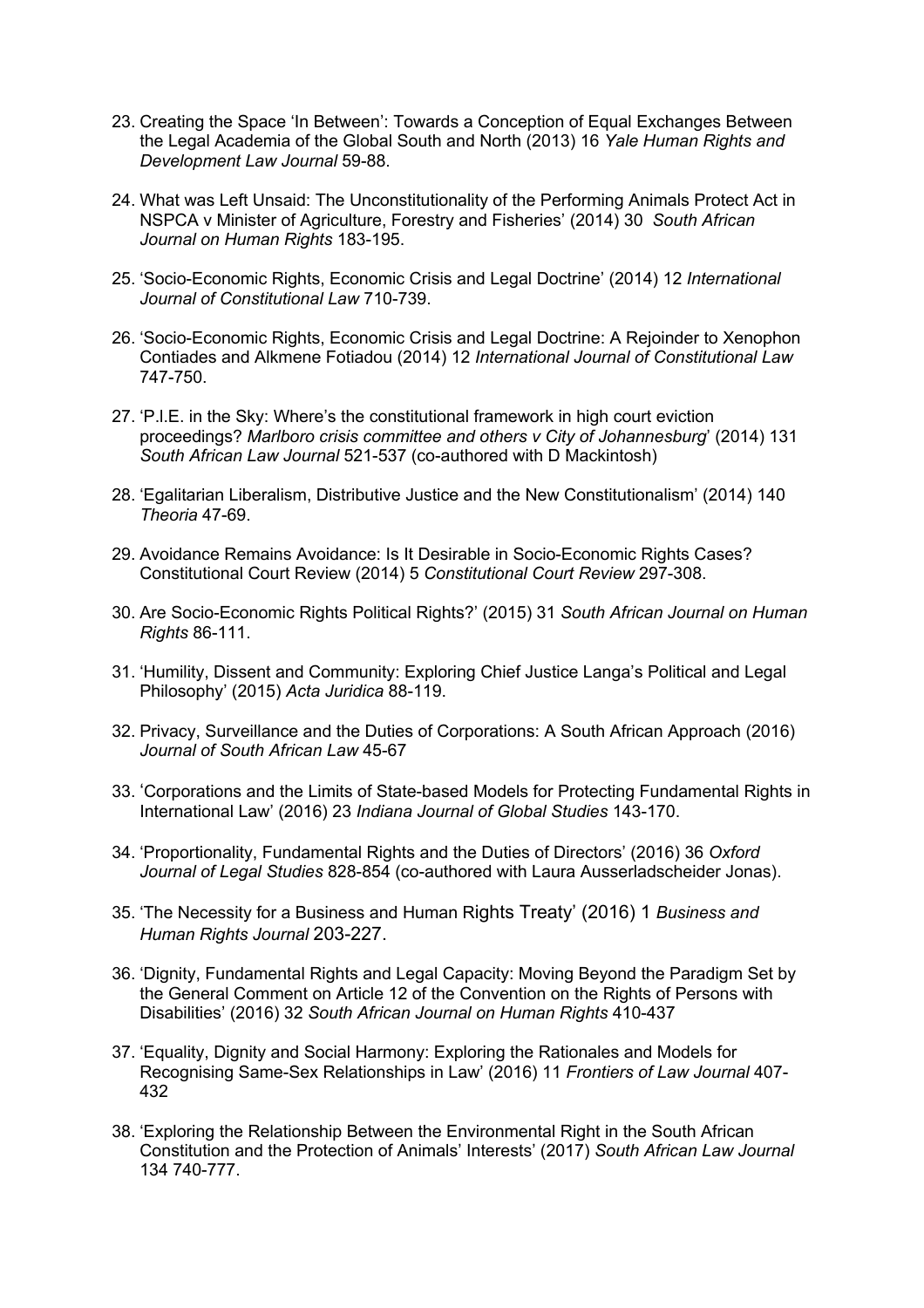23. Creating the Space 'In Between': Towards a Conception of Equal Exchanges Between the Legal Academia of the Global South and North (2013) 16 *Yale Human Rights and Development Law Journal* 59-88.

24. What was Left Unsaid: The Unconstitutionality of the Performing Animals Protect Act in NSPCA v Minister of Agriculture, Forestry and Fisheries' (2014) 30 *South African Journal on Human Rights* 183-195.

25. 'Socio-Economic Rights, Economic Crisis and Legal Doctrine' (2014) 12 *International Journal of Constitutional Law* 710-739.

26. 'Socio-Economic Rights, Economic Crisis and Legal Doctrine: A Rejoinder to Xenophon Contiades and Alkmene Fotiadou (2014) 12 *International Journal of Constitutional Law* 747-750.

27. 'P.I.E. in the Sky: Where's the constitutional framework in high court eviction proceedings? *Marlboro crisis committee and others v City of Johannesburg*' (2014) 131 *South African Law Journal* 521-537 (co-authored with D Mackintosh)

28. 'Egalitarian Liberalism, Distributive Justice and the New Constitutionalism' (2014) 140 *Theoria* 47-69.

29. Avoidance Remains Avoidance: Is It Desirable in Socio-Economic Rights Cases? Constitutional Court Review (2014) 5 *Constitutional Court Review* 297-308.

30. Are Socio-Economic Rights Political Rights?' (2015) 31 *South African Journal on Human Rights* 86-111.

31. 'Humility, Dissent and Community: Exploring Chief Justice Langa's Political and Legal Philosophy' (2015) *Acta Juridica* 88-119.

32. Privacy, Surveillance and the Duties of Corporations: A South African Approach (2016) *Journal of South African Law* 45-67

33. 'Corporations and the Limits of State-based Models for Protecting Fundamental Rights in International Law' (2016) 23 *Indiana Journal of Global Studies* 143-170.

34. 'Proportionality, Fundamental Rights and the Duties of Directors' (2016) 36 *Oxford Journal of Legal Studies* 828-854 (co-authored with Laura Ausserladscheider Jonas).

35. 'The Necessity for a Business and Human Rights Treaty' (2016) 1 *Business and Human Rights Journal* 203-227.

36. 'Dignity, Fundamental Rights and Legal Capacity: Moving Beyond the Paradigm Set by the General Comment on Article 12 of the Convention on the Rights of Persons with Disabilities' (2016) 32 *South African Journal on Human Rights* 410-437

37. 'Equality, Dignity and Social Harmony: Exploring the Rationales and Models for Recognising Same-Sex Relationships in Law' (2016) 11 *Frontiers of Law Journal* 407-432

38. 'Exploring the Relationship Between the Environmental Right in the South African Constitution and the Protection of Animals' Interests' (2017) *South African Law Journal* 134 740-777.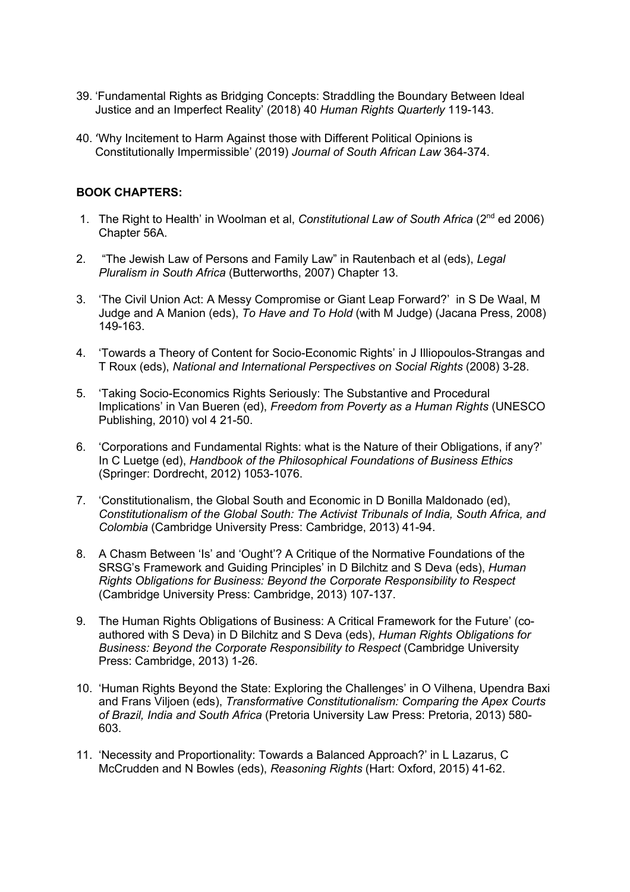39. 'Fundamental Rights as Bridging Concepts: Straddling the Boundary Between Ideal Justice and an Imperfect Reality' (2018) 40 *Human Rights Quarterly* 119-143.

40. 'Why Incitement to Harm Against those with Different Political Opinions is Constitutionally Impermissible' (2019) *Journal of South African Law* 364-374.

**BOOK CHAPTERS:**

1. The Right to Health' in Woolman et al, *Constitutional Law of South Africa* (2nd ed 2006) Chapter 56A.

2. "The Jewish Law of Persons and Family Law" in Rautenbach et al (eds), *Legal Pluralism in South Africa* (Butterworths, 2007) Chapter 13.

3. 'The Civil Union Act: A Messy Compromise or Giant Leap Forward?' in S De Waal, M Judge and A Manion (eds), *To Have and To Hold* (with M Judge) (Jacana Press, 2008) 149-163.

4. 'Towards a Theory of Content for Socio-Economic Rights' in J Illiopoulos-Strangas and T Roux (eds), *National and International Perspectives on Social Rights* (2008) 3-28.

5. 'Taking Socio-Economics Rights Seriously: The Substantive and Procedural Implications' in Van Bueren (ed), *Freedom from Poverty as a Human Rights* (UNESCO Publishing, 2010) vol 4 21-50.

6. 'Corporations and Fundamental Rights: what is the Nature of their Obligations, if any?' In C Luetge (ed), *Handbook of the Philosophical Foundations of Business Ethics* (Springer: Dordrecht, 2012) 1053-1076.

7. 'Constitutionalism, the Global South and Economic in D Bonilla Maldonado (ed), *Constitutionalism of the Global South: The Activist Tribunals of India, South Africa, and Colombia* (Cambridge University Press: Cambridge, 2013) 41-94.

8. A Chasm Between 'Is' and 'Ought'? A Critique of the Normative Foundations of the SRSG's Framework and Guiding Principles' in D Bilchitz and S Deva (eds), *Human Rights Obligations for Business: Beyond the Corporate Responsibility to Respect* (Cambridge University Press: Cambridge, 2013) 107-137.

9. The Human Rights Obligations of Business: A Critical Framework for the Future' (co-authored with S Deva) in D Bilchitz and S Deva (eds), *Human Rights Obligations for Business: Beyond the Corporate Responsibility to Respect* (Cambridge University Press: Cambridge, 2013) 1-26.

10. 'Human Rights Beyond the State: Exploring the Challenges' in O Vilhena, Upendra Baxi and Frans Viljoen (eds), *Transformative Constitutionalism: Comparing the Apex Courts of Brazil, India and South Africa* (Pretoria University Law Press: Pretoria, 2013) 580-603.

11. 'Necessity and Proportionality: Towards a Balanced Approach?' in L Lazarus, C McCrudden and N Bowles (eds), *Reasoning Rights* (Hart: Oxford, 2015) 41-62.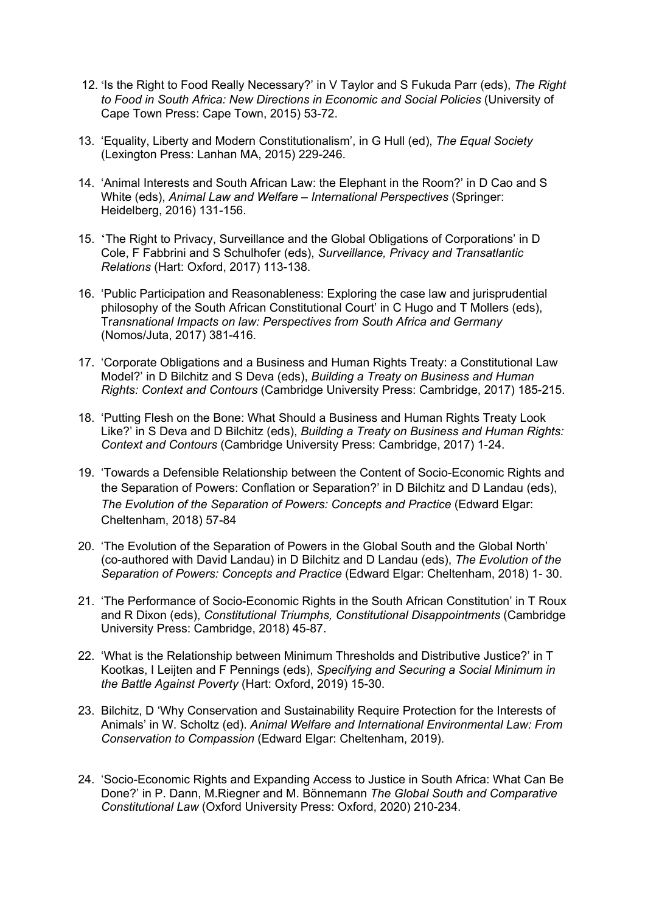12. 'Is the Right to Food Really Necessary?' in V Taylor and S Fukuda Parr (eds), *The Right to Food in South Africa: New Directions in Economic and Social Policies* (University of Cape Town Press: Cape Town, 2015) 53-72.

13. 'Equality, Liberty and Modern Constitutionalism', in G Hull (ed), *The Equal Society* (Lexington Press: Lanhan MA, 2015) 229-246.

14. 'Animal Interests and South African Law: the Elephant in the Room?' in D Cao and S White (eds), *Animal Law and Welfare – International Perspectives* (Springer: Heidelberg, 2016) 131-156.

15. 'The Right to Privacy, Surveillance and the Global Obligations of Corporations' in D Cole, F Fabbrini and S Schulhofer (eds), *Surveillance, Privacy and Transatlantic Relations* (Hart: Oxford, 2017) 113-138.

16. 'Public Participation and Reasonableness: Exploring the case law and jurisprudential philosophy of the South African Constitutional Court' in C Hugo and T Mollers (eds), Tr*ansnational Impacts on law: Perspectives from South Africa and Germany* (Nomos/Juta, 2017) 381-416.

17. 'Corporate Obligations and a Business and Human Rights Treaty: a Constitutional Law Model?' in D Bilchitz and S Deva (eds), *Building a Treaty on Business and Human Rights: Context and Contours* (Cambridge University Press: Cambridge, 2017) 185-215.

18. 'Putting Flesh on the Bone: What Should a Business and Human Rights Treaty Look Like?' in S Deva and D Bilchitz (eds), *Building a Treaty on Business and Human Rights: Context and Contours* (Cambridge University Press: Cambridge, 2017) 1-24.

19. 'Towards a Defensible Relationship between the Content of Socio-Economic Rights and the Separation of Powers: Conflation or Separation?' in D Bilchitz and D Landau (eds), *The Evolution of the Separation of Powers: Concepts and Practice* (Edward Elgar: Cheltenham, 2018) 57-84

20. 'The Evolution of the Separation of Powers in the Global South and the Global North' (co-authored with David Landau) in D Bilchitz and D Landau (eds), *The Evolution of the Separation of Powers: Concepts and Practice* (Edward Elgar: Cheltenham, 2018) 1- 30.

21. 'The Performance of Socio-Economic Rights in the South African Constitution' in T Roux and R Dixon (eds), *Constitutional Triumphs, Constitutional Disappointments* (Cambridge University Press: Cambridge, 2018) 45-87.

22. 'What is the Relationship between Minimum Thresholds and Distributive Justice?' in T Kootkas, I Leijten and F Pennings (eds), *Specifying and Securing a Social Minimum in the Battle Against Poverty* (Hart: Oxford, 2019) 15-30.

23. Bilchitz, D 'Why Conservation and Sustainability Require Protection for the Interests of Animals' in W. Scholtz (ed). *Animal Welfare and International Environmental Law: From Conservation to Compassion* (Edward Elgar: Cheltenham, 2019).

24. 'Socio-Economic Rights and Expanding Access to Justice in South Africa: What Can Be Done?' in P. Dann, M.Riegner and M. Bönnemann *The Global South and Comparative Constitutional Law* (Oxford University Press: Oxford, 2020) 210-234.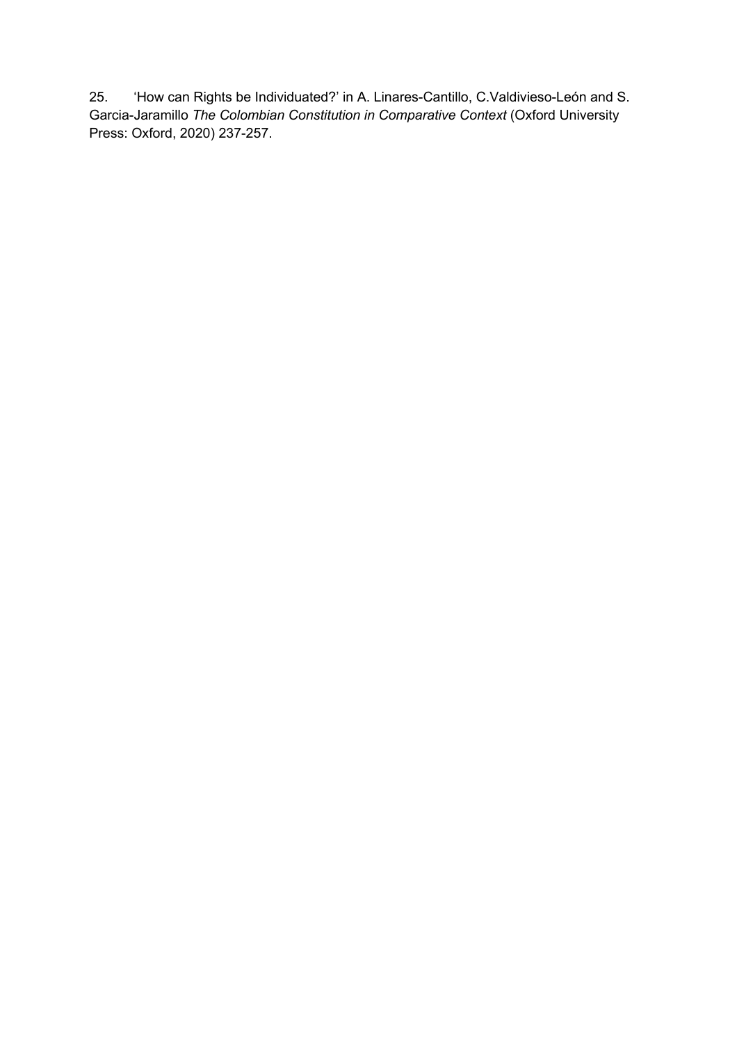25. 'How can Rights be Individuated?' in A. Linares-Cantillo, C.Valdivieso-León and S. Garcia-Jaramillo *The Colombian Constitution in Comparative Context* (Oxford University Press: Oxford, 2020) 237-257.